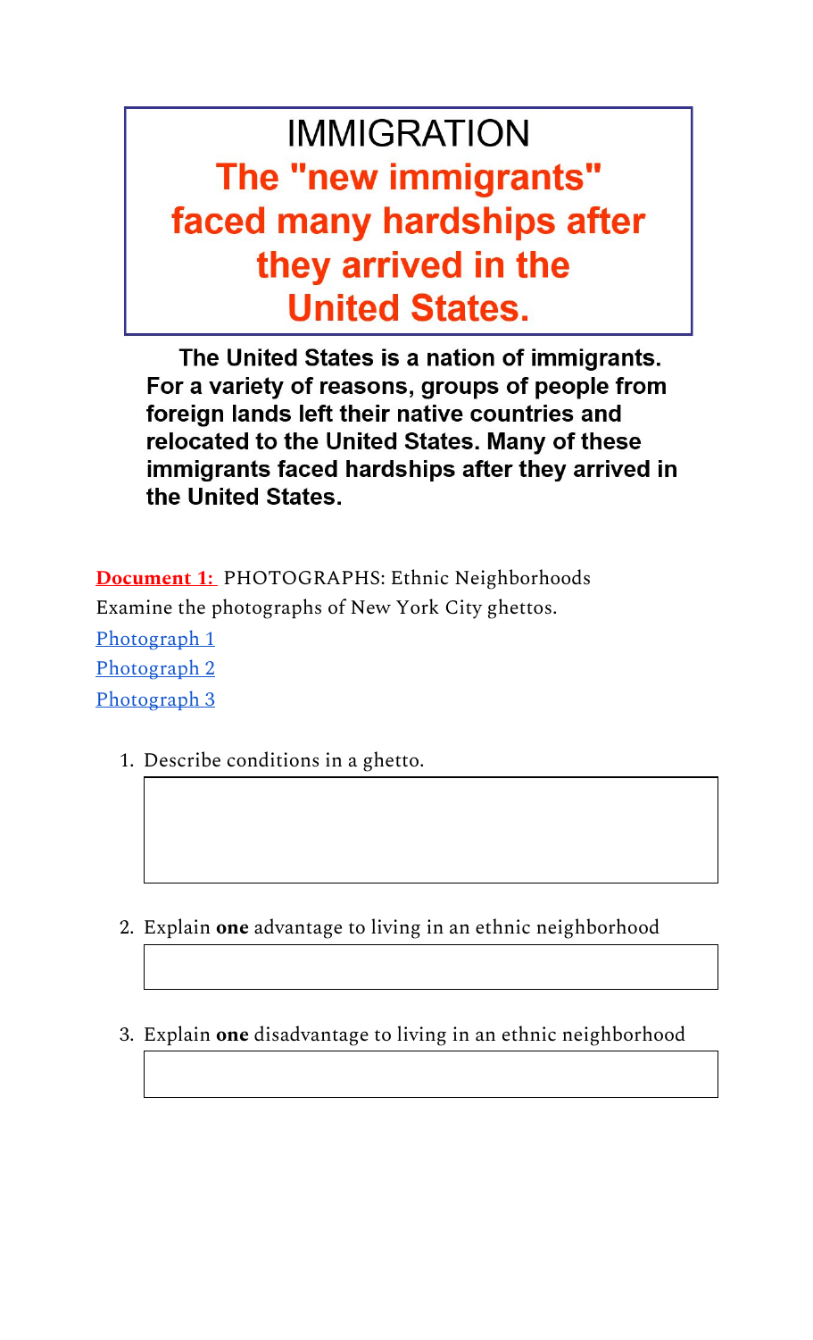# IMMIGRATION

## The "new immigrants" faced many hardships after they arrived in the United States.

**The United States is a nation of immigrants. For a variety of reasons, groups of people from foreign lands left their native countries and relocated to the United States. Many of these immigrants faced hardships after they arrived in the United States.**

**Document 1:** PHOTOGRAPHS: Ethnic Neighborhoods

Examine the photographs of New York City ghettos.

Photograph 1

Photograph 2

Photograph 3

1. Describe conditions in a ghetto.

2. Explain **one** advantage to living in an ethnic neighborhood

3. Explain **one** disadvantage to living in an ethnic neighborhood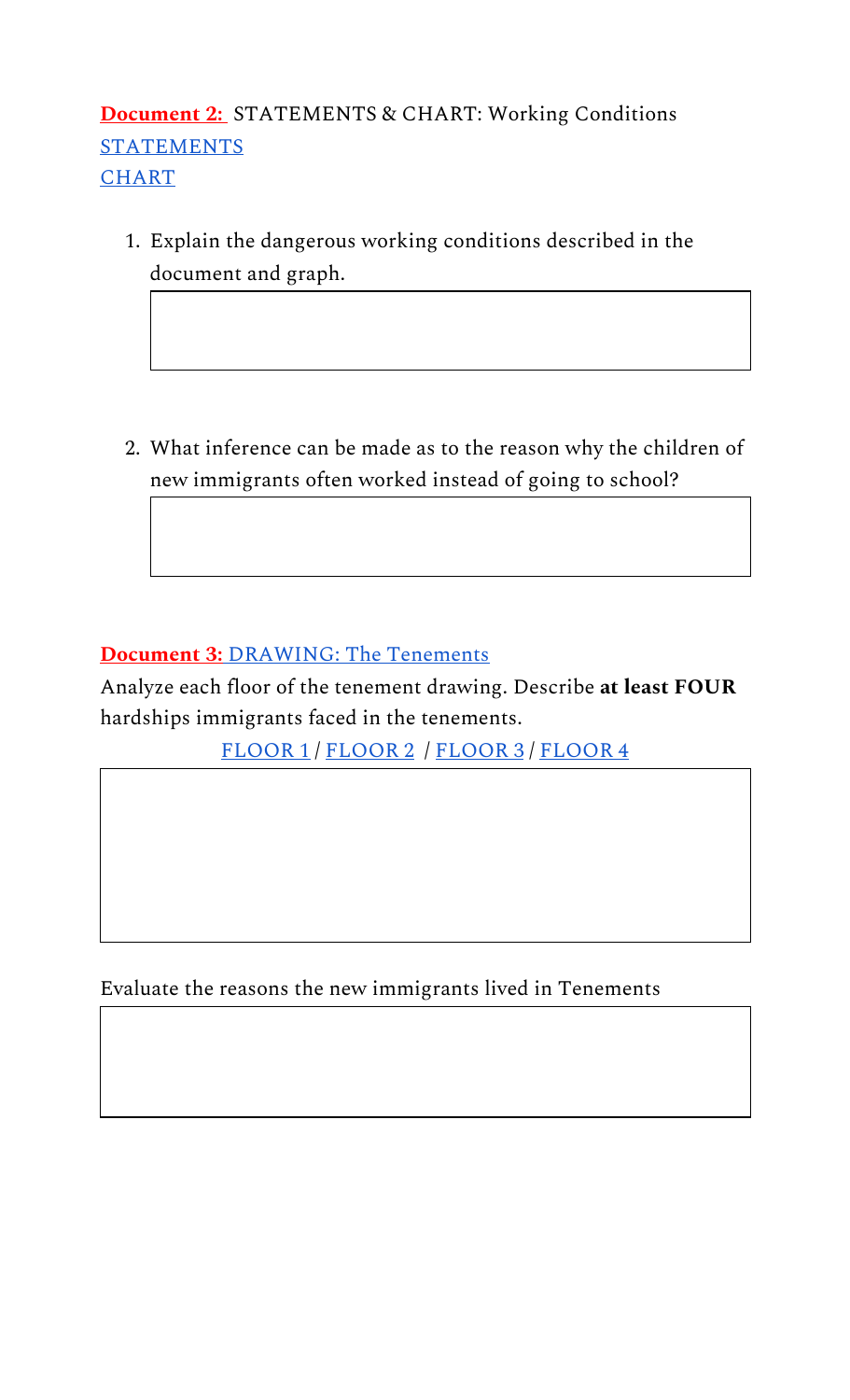**Document 2:** STATEMENTS & CHART: Working Conditions

STATEMENTS

CHART

1. Explain the dangerous working conditions described in the document and graph.

2. What inference can be made as to the reason why the children of new immigrants often worked instead of going to school?

**Document 3:** DRAWING: The Tenements

Analyze each floor of the tenement drawing. Describe **at least FOUR** hardships immigrants faced in the tenements.

FLOOR 1 / FLOOR 2 / FLOOR 3 / FLOOR 4

Evaluate the reasons the new immigrants lived in Tenements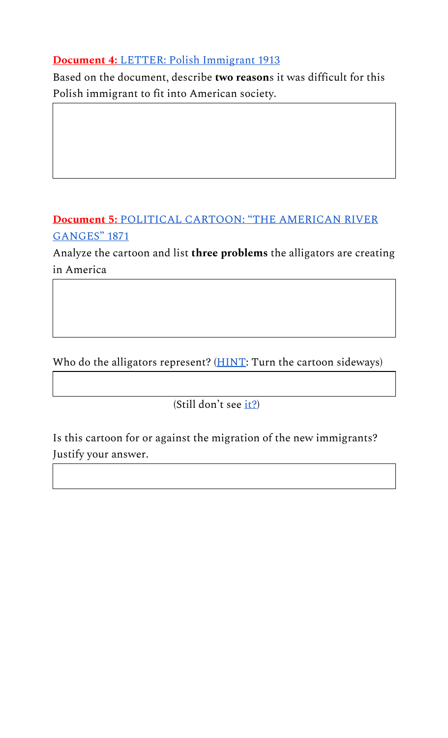**Document 4:** [LETTER: Polish Immigrant 1913]

Based on the document, describe **two reason**s it was difficult for this Polish immigrant to fit into American society.

| |
|---|
| |

**Document 5:** [POLITICAL CARTOON: "THE AMERICAN RIVER GANGES" 1871]

Analyze the cartoon and list **three problems** the alligators are creating in America

| |
|---|
| |

Who do the alligators represent? ([HINT]: Turn the cartoon sideways)

| |
|---|
| |

(Still don't see [it?])

Is this cartoon for or against the migration of the new immigrants? Justify your answer.

| |
|---|
| |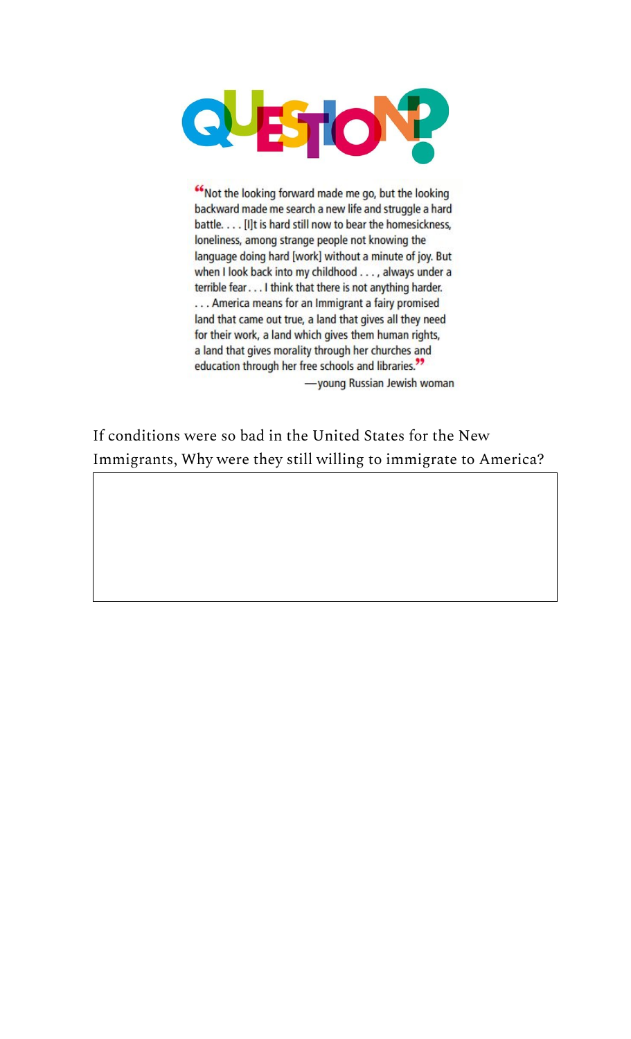# QUESTION?

"Not the looking forward made me go, but the looking backward made me search a new life and struggle a hard battle. . . . [I]t is hard still now to bear the homesickness, loneliness, among strange people not knowing the language doing hard [work] without a minute of joy. But when I look back into my childhood . . . , always under a terrible fear . . . I think that there is not anything harder. . . . America means for an Immigrant a fairy promised land that came out true, a land that gives all they need for their work, a land which gives them human rights, a land that gives morality through her churches and education through her free schools and libraries."

—young Russian Jewish woman

If conditions were so bad in the United States for the New Immigrants, Why were they still willing to immigrate to America?